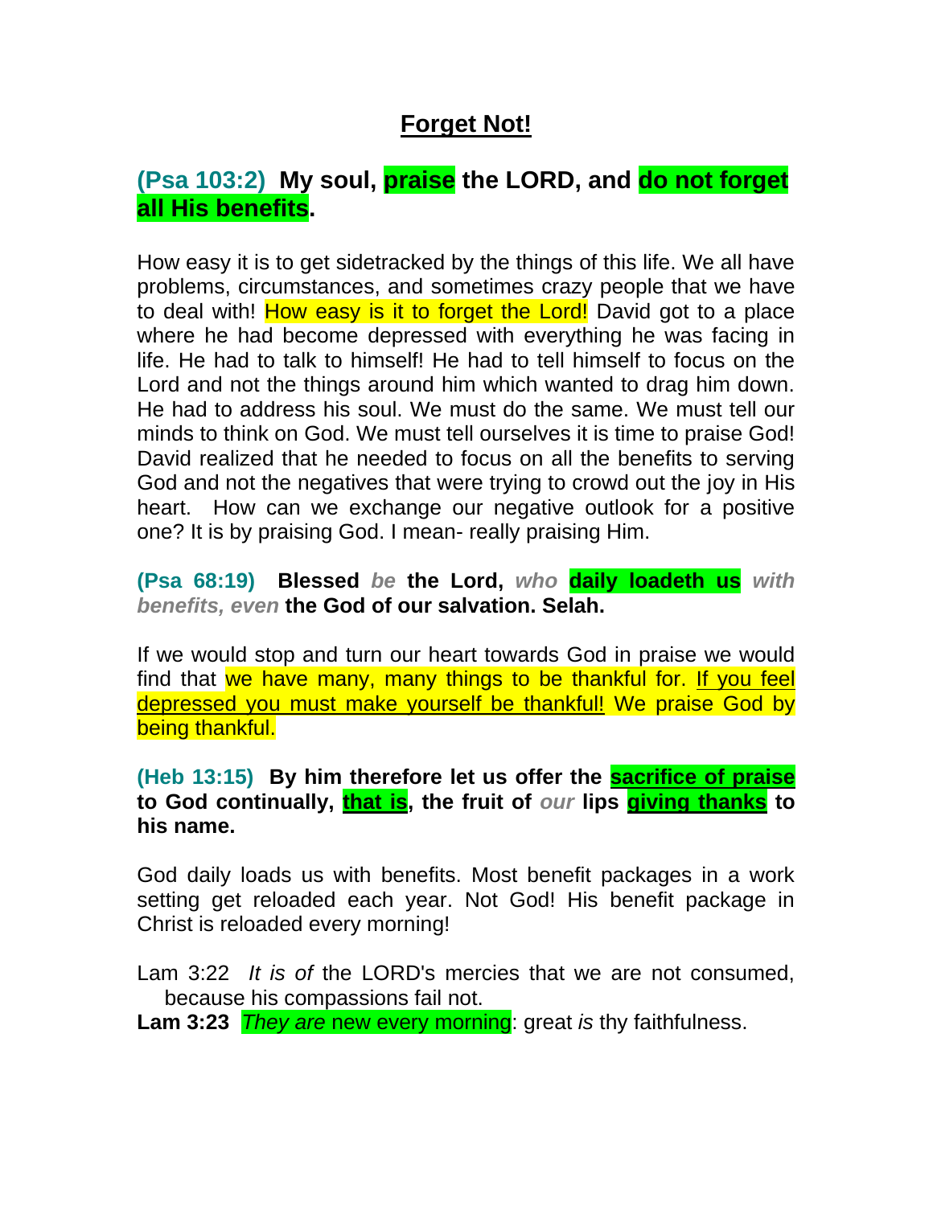# Forget Not!

**(Psa 103:2) My soul, praise the LORD, and do not forget all His benefits.**

How easy it is to get sidetracked by the things of this life. We all have problems, circumstances, and sometimes crazy people that we have to deal with! How easy is it to forget the Lord! David got to a place where he had become depressed with everything he was facing in life. He had to talk to himself! He had to tell himself to focus on the Lord and not the things around him which wanted to drag him down. He had to address his soul. We must do the same. We must tell our minds to think on God. We must tell ourselves it is time to praise God! David realized that he needed to focus on all the benefits to serving God and not the negatives that were trying to crowd out the joy in His heart. How can we exchange our negative outlook for a positive one? It is by praising God. I mean- really praising Him.

**(Psa 68:19) Blessed *be* the Lord, *who* daily loadeth us *with benefits, even* the God of our salvation. Selah.**

If we would stop and turn our heart towards God in praise we would find that we have many, many things to be thankful for. If you feel depressed you must make yourself be thankful! We praise God by being thankful.

**(Heb 13:15) By him therefore let us offer the sacrifice of praise to God continually, that is, the fruit of *our* lips giving thanks to his name.**

God daily loads us with benefits. Most benefit packages in a work setting get reloaded each year. Not God! His benefit package in Christ is reloaded every morning!

Lam 3:22 *It is of* the LORD's mercies that we are not consumed, because his compassions fail not.

**Lam 3:23** *They are* new every morning: great *is* thy faithfulness.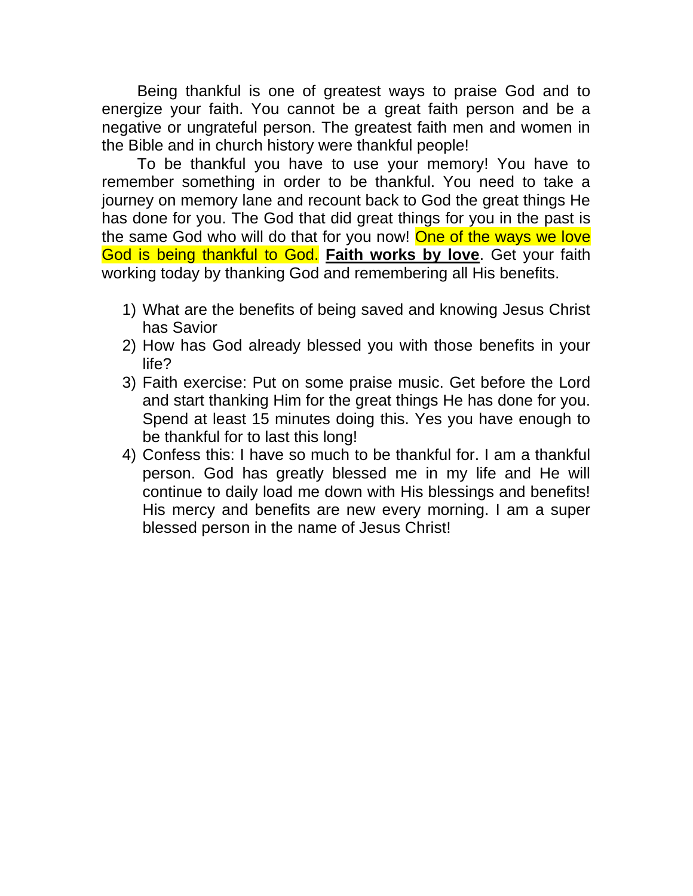Being thankful is one of greatest ways to praise God and to energize your faith. You cannot be a great faith person and be a negative or ungrateful person. The greatest faith men and women in the Bible and in church history were thankful people!

To be thankful you have to use your memory! You have to remember something in order to be thankful. You need to take a journey on memory lane and recount back to God the great things He has done for you. The God that did great things for you in the past is the same God who will do that for you now! One of the ways we love God is being thankful to God. **Faith works by love**. Get your faith working today by thanking God and remembering all His benefits.

1) What are the benefits of being saved and knowing Jesus Christ has Savior
2) How has God already blessed you with those benefits in your life?
3) Faith exercise: Put on some praise music. Get before the Lord and start thanking Him for the great things He has done for you. Spend at least 15 minutes doing this. Yes you have enough to be thankful for to last this long!
4) Confess this: I have so much to be thankful for. I am a thankful person. God has greatly blessed me in my life and He will continue to daily load me down with His blessings and benefits! His mercy and benefits are new every morning. I am a super blessed person in the name of Jesus Christ!